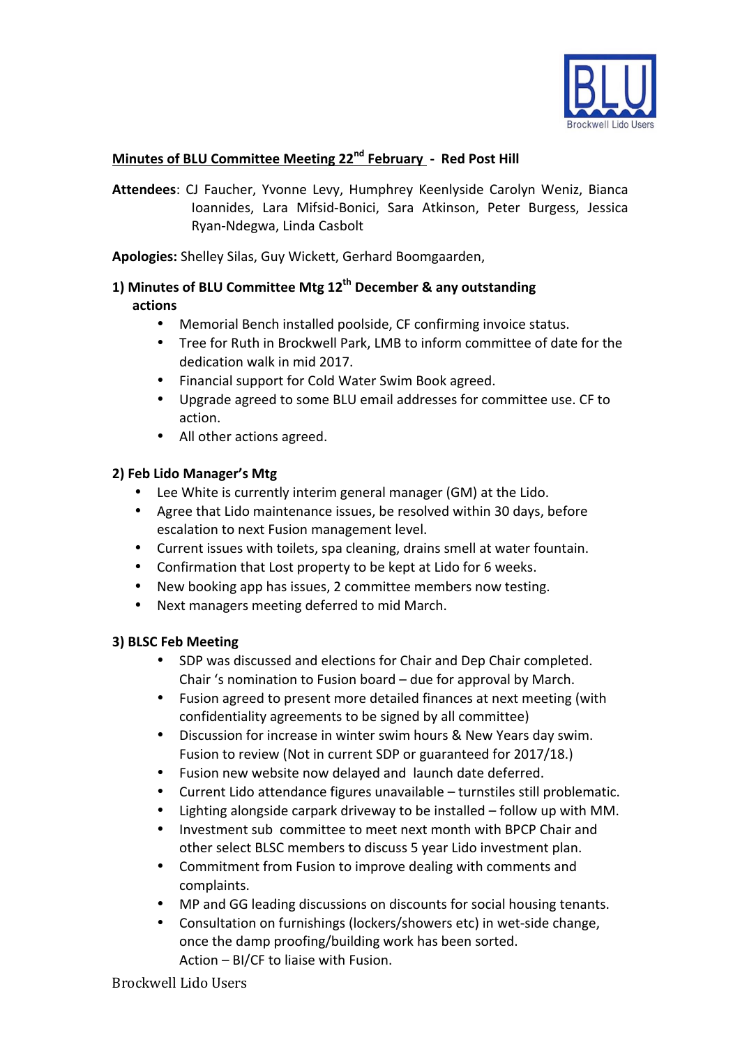## Minutes of BLU Committee Meeting 22nd February - Red Post Hill

**Attendees**: CJ Faucher, Yvonne Levy, Humphrey Keenlyside Carolyn Weniz, Bianca Ioannides, Lara Mifsid-Bonici, Sara Atkinson, Peter Burgess, Jessica Ryan-Ndegwa, Linda Casbolt

**Apologies:** Shelley Silas, Guy Wickett, Gerhard Boomgaarden,

### 1) Minutes of BLU Committee Mtg 12th December & any outstanding actions

- Memorial Bench installed poolside, CF confirming invoice status.
- Tree for Ruth in Brockwell Park, LMB to inform committee of date for the dedication walk in mid 2017.
- Financial support for Cold Water Swim Book agreed.
- Upgrade agreed to some BLU email addresses for committee use. CF to action.
- All other actions agreed.

### 2) Feb Lido Manager's Mtg

- Lee White is currently interim general manager (GM) at the Lido.
- Agree that Lido maintenance issues, be resolved within 30 days, before escalation to next Fusion management level.
- Current issues with toilets, spa cleaning, drains smell at water fountain.
- Confirmation that Lost property to be kept at Lido for 6 weeks.
- New booking app has issues, 2 committee members now testing.
- Next managers meeting deferred to mid March.

### 3) BLSC Feb Meeting

- SDP was discussed and elections for Chair and Dep Chair completed. Chair 's nomination to Fusion board – due for approval by March.
- Fusion agreed to present more detailed finances at next meeting (with confidentiality agreements to be signed by all committee)
- Discussion for increase in winter swim hours & New Years day swim. Fusion to review (Not in current SDP or guaranteed for 2017/18.)
- Fusion new website now delayed and launch date deferred.
- Current Lido attendance figures unavailable – turnstiles still problematic.
- Lighting alongside carpark driveway to be installed – follow up with MM.
- Investment sub committee to meet next month with BPCP Chair and other select BLSC members to discuss 5 year Lido investment plan.
- Commitment from Fusion to improve dealing with comments and complaints.
- MP and GG leading discussions on discounts for social housing tenants.
- Consultation on furnishings (lockers/showers etc) in wet-side change, once the damp proofing/building work has been sorted. Action – BI/CF to liaise with Fusion.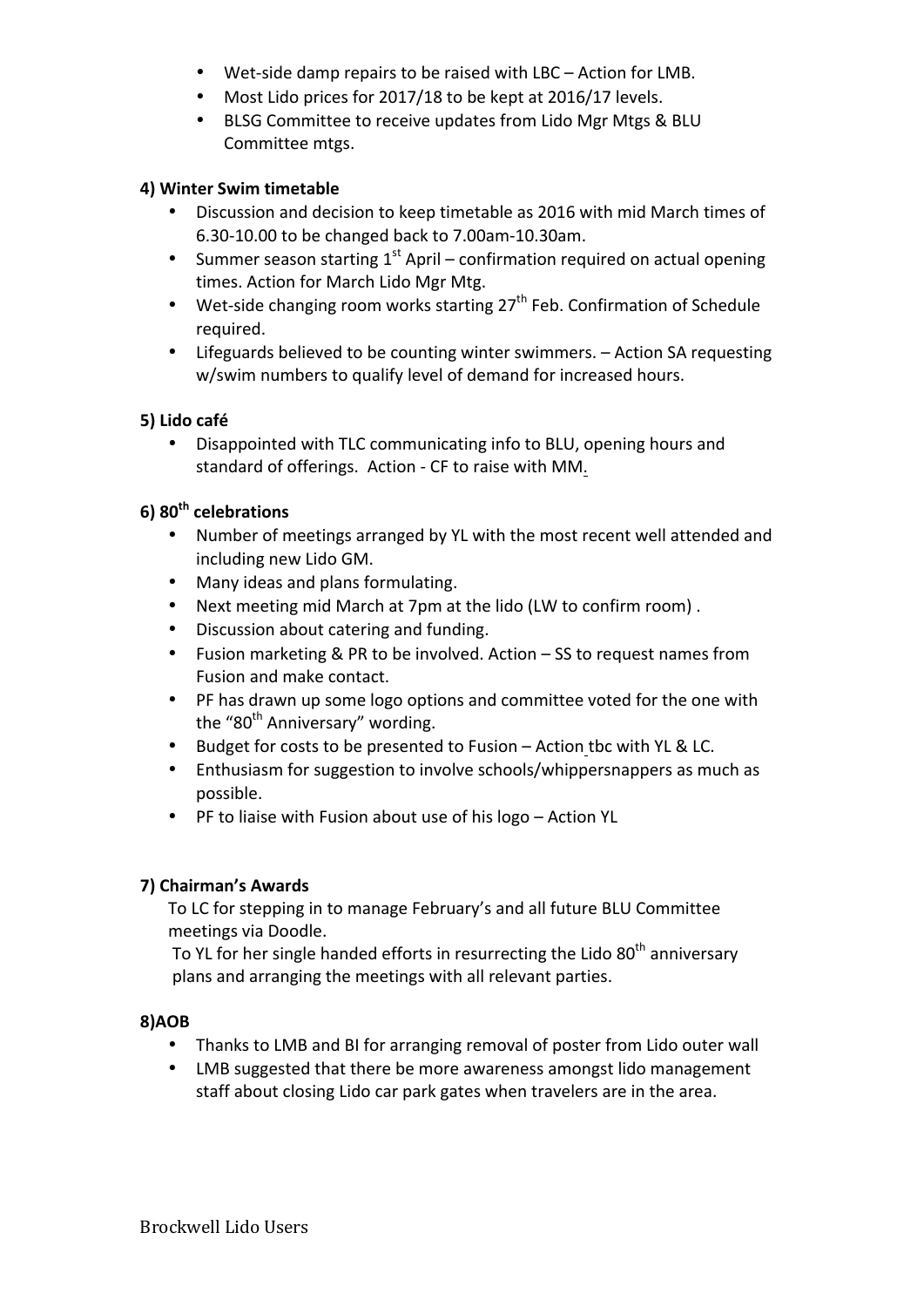- Wet-side damp repairs to be raised with LBC – Action for LMB.
- Most Lido prices for 2017/18 to be kept at 2016/17 levels.
- BLSG Committee to receive updates from Lido Mgr Mtgs & BLU Committee mtgs.

**4) Winter Swim timetable**

- Discussion and decision to keep timetable as 2016 with mid March times of 6.30-10.00 to be changed back to 7.00am-10.30am.
- Summer season starting 1st April – confirmation required on actual opening times. Action for March Lido Mgr Mtg.
- Wet-side changing room works starting 27th Feb. Confirmation of Schedule required.
- Lifeguards believed to be counting winter swimmers. – Action SA requesting w/swim numbers to qualify level of demand for increased hours.

**5) Lido café**

- Disappointed with TLC communicating info to BLU, opening hours and standard of offerings. Action - CF to raise with MM.

**6) 80th celebrations**

- Number of meetings arranged by YL with the most recent well attended and including new Lido GM.
- Many ideas and plans formulating.
- Next meeting mid March at 7pm at the lido (LW to confirm room) .
- Discussion about catering and funding.
- Fusion marketing & PR to be involved. Action – SS to request names from Fusion and make contact.
- PF has drawn up some logo options and committee voted for the one with the "80th Anniversary" wording.
- Budget for costs to be presented to Fusion – Action tbc with YL & LC.
- Enthusiasm for suggestion to involve schools/whippersnappers as much as possible.
- PF to liaise with Fusion about use of his logo – Action YL

**7) Chairman's Awards**

To LC for stepping in to manage February's and all future BLU Committee meetings via Doodle.

To YL for her single handed efforts in resurrecting the Lido 80th anniversary plans and arranging the meetings with all relevant parties.

**8)AOB**

- Thanks to LMB and BI for arranging removal of poster from Lido outer wall
- LMB suggested that there be more awareness amongst lido management staff about closing Lido car park gates when travelers are in the area.